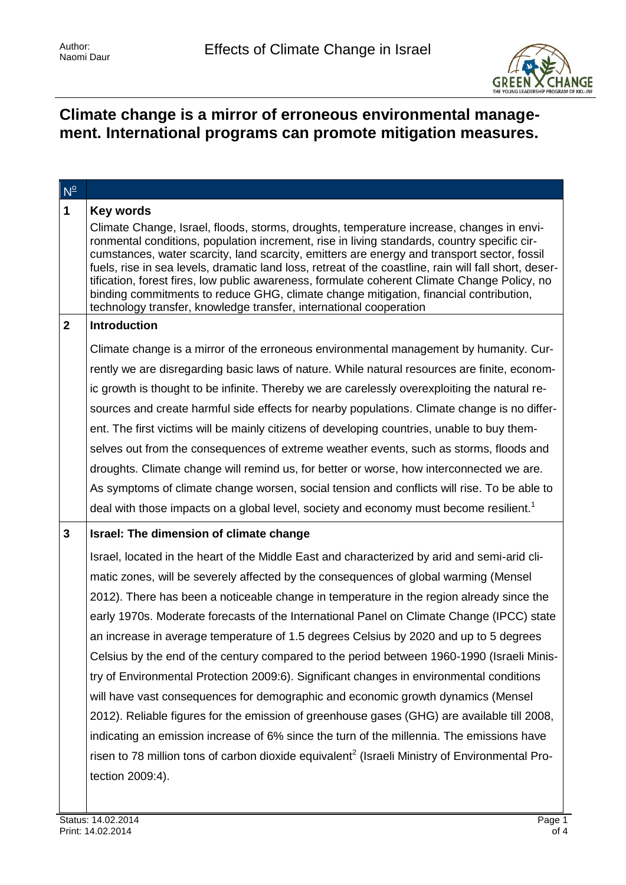# Climate change is a mirror of erroneous environmental management. International programs can promote mitigation measures.

| Nº | |
|---|---|
| **1** | **Key words**<br>Climate Change, Israel, floods, storms, droughts, temperature increase, changes in environmental conditions, population increment, rise in living standards, country specific circumstances, water scarcity, land scarcity, emitters are energy and transport sector, fossil fuels, rise in sea levels, dramatic land loss, retreat of the coastline, rain will fall short, desertification, forest fires, low public awareness, formulate coherent Climate Change Policy, no binding commitments to reduce GHG, climate change mitigation, financial contribution, technology transfer, knowledge transfer, international cooperation |
| **2** | **Introduction**<br>Climate change is a mirror of the erroneous environmental management by humanity. Currently we are disregarding basic laws of nature. While natural resources are finite, economic growth is thought to be infinite. Thereby we are carelessly overexploiting the natural resources and create harmful side effects for nearby populations. Climate change is no different. The first victims will be mainly citizens of developing countries, unable to buy themselves out from the consequences of extreme weather events, such as storms, floods and droughts. Climate change will remind us, for better or worse, how interconnected we are. As symptoms of climate change worsen, social tension and conflicts will rise. To be able to deal with those impacts on a global level, society and economy must become resilient.[1] |
| **3** | **Israel: The dimension of climate change**<br>Israel, located in the heart of the Middle East and characterized by arid and semi-arid climatic zones, will be severely affected by the consequences of global warming (Mensel 2012). There has been a noticeable change in temperature in the region already since the early 1970s. Moderate forecasts of the International Panel on Climate Change (IPCC) state an increase in average temperature of 1.5 degrees Celsius by 2020 and up to 5 degrees Celsius by the end of the century compared to the period between 1960-1990 (Israeli Ministry of Environmental Protection 2009:6). Significant changes in environmental conditions will have vast consequences for demographic and economic growth dynamics (Mensel 2012). Reliable figures for the emission of greenhouse gases (GHG) are available till 2008, indicating an emission increase of 6% since the turn of the millennia. The emissions have risen to 78 million tons of carbon dioxide equivalent[2] (Israeli Ministry of Environmental Protection 2009:4). |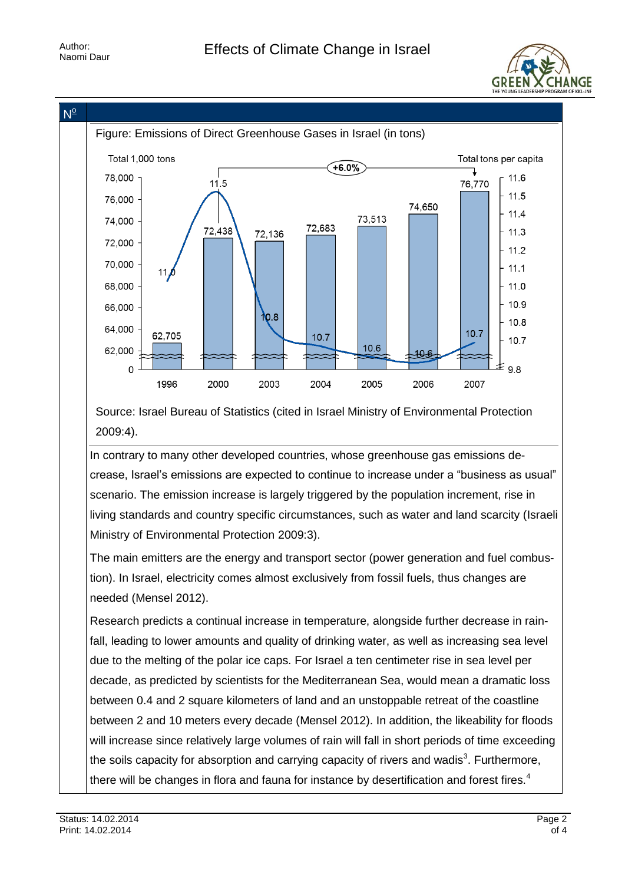Nº

Figure: Emissions of Direct Greenhouse Gases in Israel (in tons)

| Year | Total 1,000 tons | Total tons per capita |
|---|---|---|
| 1996 | 62,705 | 11.0 |
| 2000 | 72,438 | 11.5 |
| 2003 | 72,136 | 10.8 |
| 2004 | 72,683 | 10.7 |
| 2005 | 73,513 | 10.6 |
| 2006 | 74,650 | 10.6 |
| 2007 | 76,770 | 10.7 |

+6.0% (2000–2007)

Source: Israel Bureau of Statistics (cited in Israel Ministry of Environmental Protection 2009:4).

In contrary to many other developed countries, whose greenhouse gas emissions decrease, Israel's emissions are expected to continue to increase under a "business as usual" scenario. The emission increase is largely triggered by the population increment, rise in living standards and country specific circumstances, such as water and land scarcity (Israeli Ministry of Environmental Protection 2009:3).

The main emitters are the energy and transport sector (power generation and fuel combustion). In Israel, electricity comes almost exclusively from fossil fuels, thus changes are needed (Mensel 2012).

Research predicts a continual increase in temperature, alongside further decrease in rainfall, leading to lower amounts and quality of drinking water, as well as increasing sea level due to the melting of the polar ice caps. For Israel a ten centimeter rise in sea level per decade, as predicted by scientists for the Mediterranean Sea, would mean a dramatic loss between 0.4 and 2 square kilometers of land and an unstoppable retreat of the coastline between 2 and 10 meters every decade (Mensel 2012). In addition, the likeability for floods will increase since relatively large volumes of rain will fall in short periods of time exceeding the soils capacity for absorption and carrying capacity of rivers and wadis[3]. Furthermore, there will be changes in flora and fauna for instance by desertification and forest fires.[4]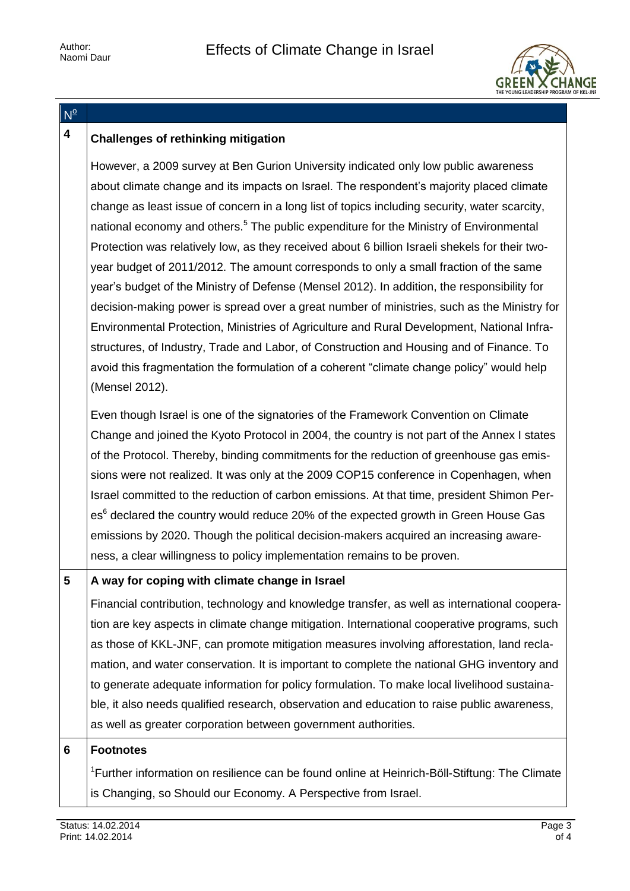## 4 Challenges of rethinking mitigation

However, a 2009 survey at Ben Gurion University indicated only low public awareness about climate change and its impacts on Israel. The respondent's majority placed climate change as least issue of concern in a long list of topics including security, water scarcity, national economy and others.[5] The public expenditure for the Ministry of Environmental Protection was relatively low, as they received about 6 billion Israeli shekels for their two-year budget of 2011/2012. The amount corresponds to only a small fraction of the same year's budget of the Ministry of Defense (Mensel 2012). In addition, the responsibility for decision-making power is spread over a great number of ministries, such as the Ministry for Environmental Protection, Ministries of Agriculture and Rural Development, National Infrastructures, of Industry, Trade and Labor, of Construction and Housing and of Finance. To avoid this fragmentation the formulation of a coherent "climate change policy" would help (Mensel 2012).

Even though Israel is one of the signatories of the Framework Convention on Climate Change and joined the Kyoto Protocol in 2004, the country is not part of the Annex I states of the Protocol. Thereby, binding commitments for the reduction of greenhouse gas emissions were not realized. It was only at the 2009 COP15 conference in Copenhagen, when Israel committed to the reduction of carbon emissions. At that time, president Shimon Peres[6] declared the country would reduce 20% of the expected growth in Green House Gas emissions by 2020. Though the political decision-makers acquired an increasing awareness, a clear willingness to policy implementation remains to be proven.

## 5 A way for coping with climate change in Israel

Financial contribution, technology and knowledge transfer, as well as international cooperation are key aspects in climate change mitigation. International cooperative programs, such as those of KKL-JNF, can promote mitigation measures involving afforestation, land reclamation, and water conservation. It is important to complete the national GHG inventory and to generate adequate information for policy formulation. To make local livelihood sustainable, it also needs qualified research, observation and education to raise public awareness, as well as greater corporation between government authorities.

## 6 Footnotes

[1]Further information on resilience can be found online at Heinrich-Böll-Stiftung: The Climate is Changing, so Should our Economy. A Perspective from Israel.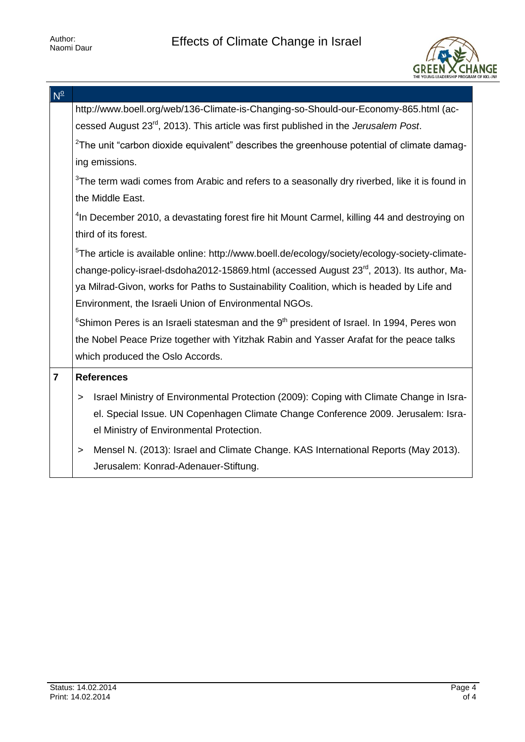| Nº | |
|---|---|
| | http://www.boell.org/web/136-Climate-is-Changing-so-Should-our-Economy-865.html (accessed August 23rd, 2013). This article was first published in the *Jerusalem Post*. |
| | [2]The unit "carbon dioxide equivalent" describes the greenhouse potential of climate damaging emissions. |
| | [3]The term wadi comes from Arabic and refers to a seasonally dry riverbed, like it is found in the Middle East. |
| | [4]In December 2010, a devastating forest fire hit Mount Carmel, killing 44 and destroying on third of its forest. |
| | [5]The article is available online: http://www.boell.de/ecology/society/ecology-society-climate-change-policy-israel-dsdoha2012-15869.html (accessed August 23rd, 2013). Its author, Maya Milrad-Givon, works for Paths to Sustainability Coalition, which is headed by Life and Environment, the Israeli Union of Environmental NGOs. |
| | [6]Shimon Peres is an Israeli statesman and the 9th president of Israel. In 1994, Peres won the Nobel Peace Prize together with Yitzhak Rabin and Yasser Arafat for the peace talks which produced the Oslo Accords. |
| **7** | **References** |
| | > Israel Ministry of Environmental Protection (2009): Coping with Climate Change in Israel. Special Issue. UN Copenhagen Climate Change Conference 2009. Jerusalem: Israel Ministry of Environmental Protection. |
| | > Mensel N. (2013): Israel and Climate Change. KAS International Reports (May 2013). Jerusalem: Konrad-Adenauer-Stiftung. |